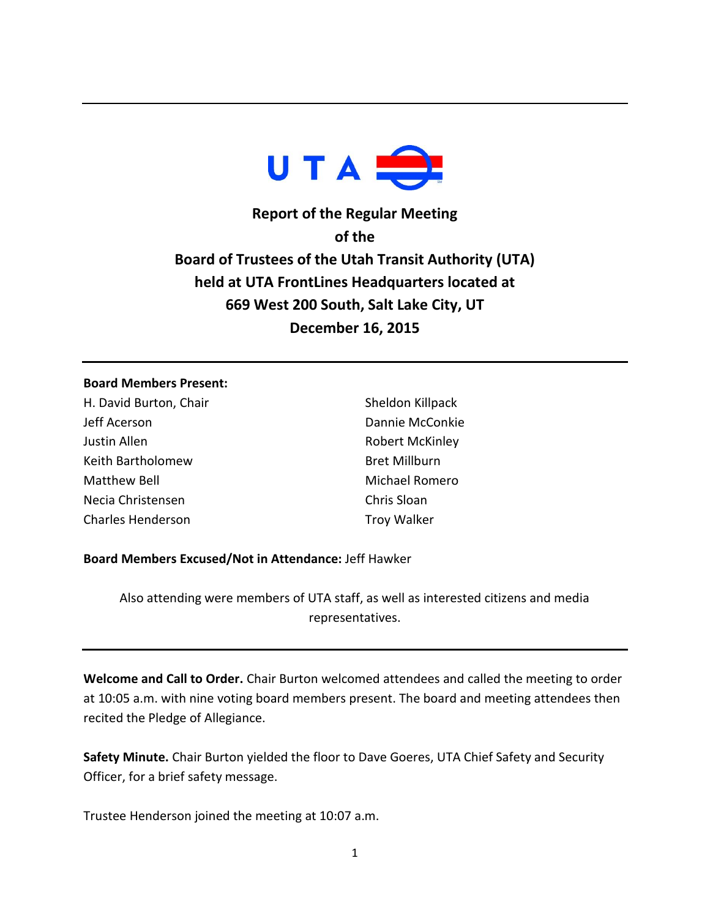# Report of the Regular Meeting of the Board of Trustees of the Utah Transit Authority (UTA) held at UTA FrontLines Headquarters located at 669 West 200 South, Salt Lake City, UT December 16, 2015

**Board Members Present:**

H. David Burton, Chair
Jeff Acerson
Justin Allen
Keith Bartholomew
Matthew Bell
Necia Christensen
Charles Henderson
Sheldon Killpack
Dannie McConkie
Robert McKinley
Bret Millburn
Michael Romero
Chris Sloan
Troy Walker

**Board Members Excused/Not in Attendance:** Jeff Hawker

Also attending were members of UTA staff, as well as interested citizens and media representatives.

**Welcome and Call to Order.** Chair Burton welcomed attendees and called the meeting to order at 10:05 a.m. with nine voting board members present. The board and meeting attendees then recited the Pledge of Allegiance.

**Safety Minute.** Chair Burton yielded the floor to Dave Goeres, UTA Chief Safety and Security Officer, for a brief safety message.

Trustee Henderson joined the meeting at 10:07 a.m.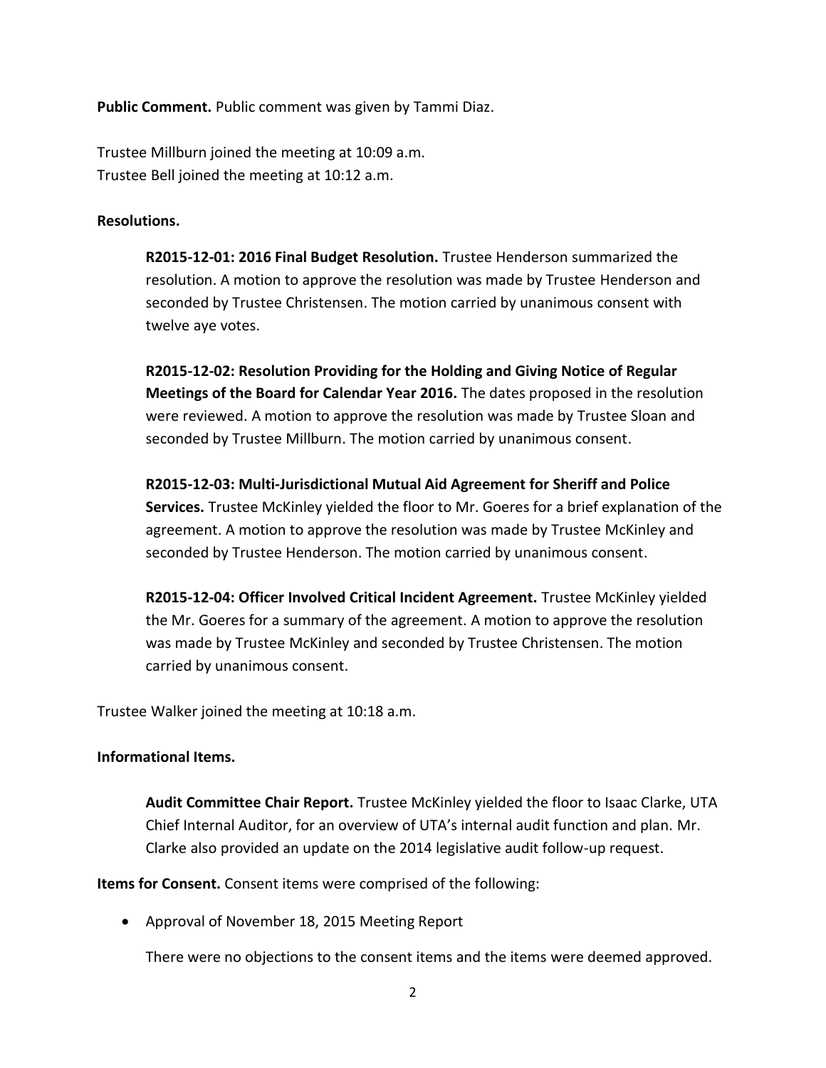**Public Comment.** Public comment was given by Tammi Diaz.

Trustee Millburn joined the meeting at 10:09 a.m.
Trustee Bell joined the meeting at 10:12 a.m.

**Resolutions.**

**R2015-12-01: 2016 Final Budget Resolution.** Trustee Henderson summarized the resolution. A motion to approve the resolution was made by Trustee Henderson and seconded by Trustee Christensen. The motion carried by unanimous consent with twelve aye votes.

**R2015-12-02: Resolution Providing for the Holding and Giving Notice of Regular Meetings of the Board for Calendar Year 2016.** The dates proposed in the resolution were reviewed. A motion to approve the resolution was made by Trustee Sloan and seconded by Trustee Millburn. The motion carried by unanimous consent.

**R2015-12-03: Multi-Jurisdictional Mutual Aid Agreement for Sheriff and Police Services.** Trustee McKinley yielded the floor to Mr. Goeres for a brief explanation of the agreement. A motion to approve the resolution was made by Trustee McKinley and seconded by Trustee Henderson. The motion carried by unanimous consent.

**R2015-12-04: Officer Involved Critical Incident Agreement.** Trustee McKinley yielded the Mr. Goeres for a summary of the agreement. A motion to approve the resolution was made by Trustee McKinley and seconded by Trustee Christensen. The motion carried by unanimous consent.

Trustee Walker joined the meeting at 10:18 a.m.

**Informational Items.**

**Audit Committee Chair Report.** Trustee McKinley yielded the floor to Isaac Clarke, UTA Chief Internal Auditor, for an overview of UTA's internal audit function and plan. Mr. Clarke also provided an update on the 2014 legislative audit follow-up request.

**Items for Consent.** Consent items were comprised of the following:

- Approval of November 18, 2015 Meeting Report

  There were no objections to the consent items and the items were deemed approved.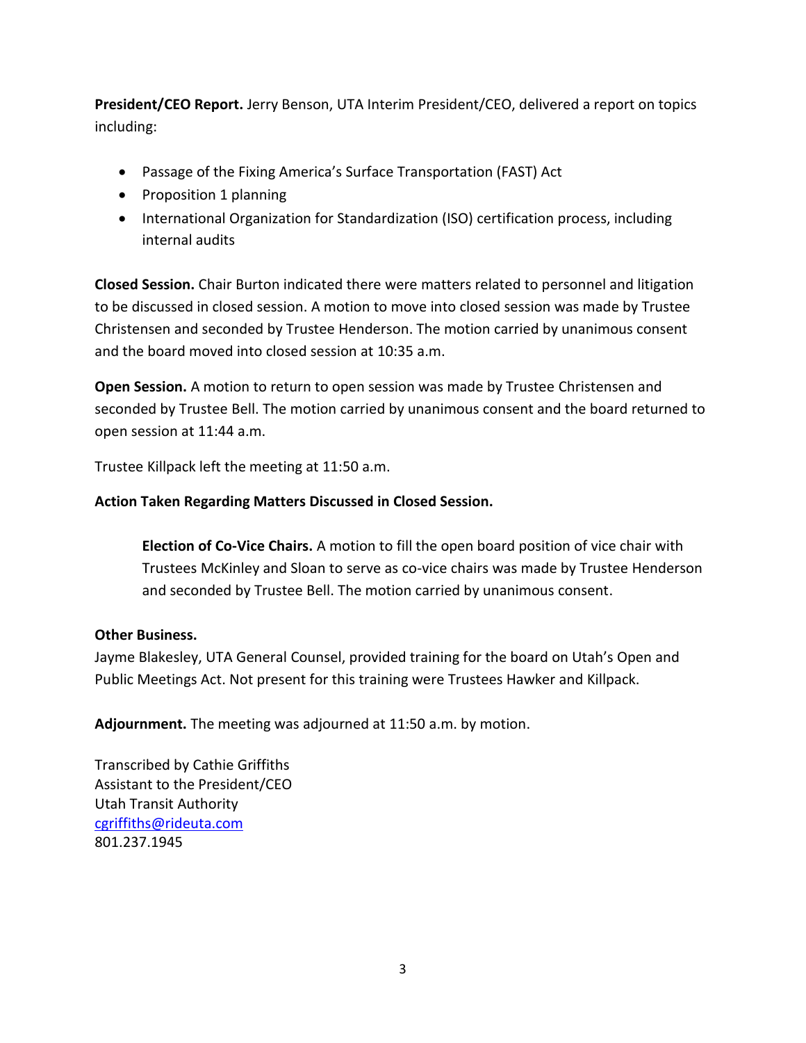**President/CEO Report.** Jerry Benson, UTA Interim President/CEO, delivered a report on topics including:

- Passage of the Fixing America's Surface Transportation (FAST) Act
- Proposition 1 planning
- International Organization for Standardization (ISO) certification process, including internal audits

**Closed Session.** Chair Burton indicated there were matters related to personnel and litigation to be discussed in closed session. A motion to move into closed session was made by Trustee Christensen and seconded by Trustee Henderson. The motion carried by unanimous consent and the board moved into closed session at 10:35 a.m.

**Open Session.** A motion to return to open session was made by Trustee Christensen and seconded by Trustee Bell. The motion carried by unanimous consent and the board returned to open session at 11:44 a.m.

Trustee Killpack left the meeting at 11:50 a.m.

**Action Taken Regarding Matters Discussed in Closed Session.**

> **Election of Co-Vice Chairs.** A motion to fill the open board position of vice chair with Trustees McKinley and Sloan to serve as co-vice chairs was made by Trustee Henderson and seconded by Trustee Bell. The motion carried by unanimous consent.

**Other Business.**
Jayme Blakesley, UTA General Counsel, provided training for the board on Utah's Open and Public Meetings Act. Not present for this training were Trustees Hawker and Killpack.

**Adjournment.** The meeting was adjourned at 11:50 a.m. by motion.

Transcribed by Cathie Griffiths
Assistant to the President/CEO
Utah Transit Authority
cgriffiths@rideuta.com
801.237.1945